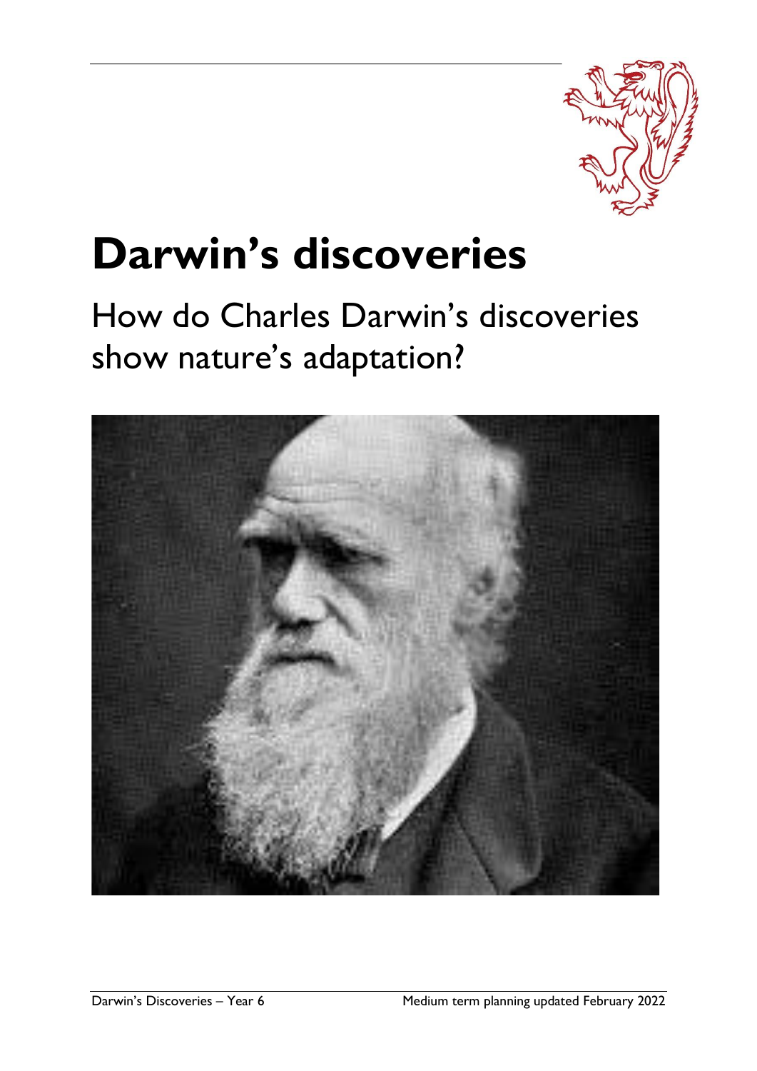# Darwin's discoveries

## How do Charles Darwin's discoveries show nature's adaptation?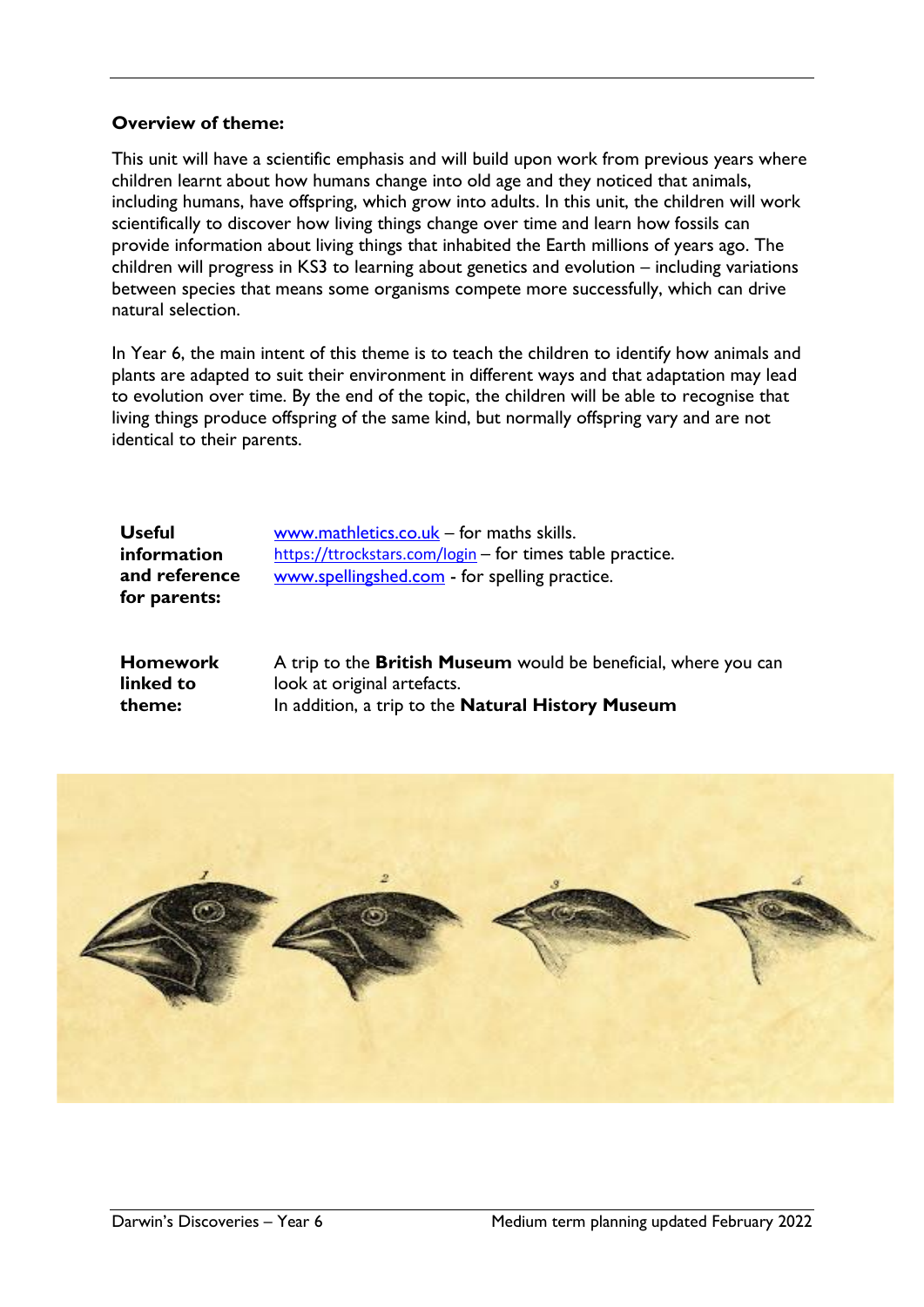**Overview of theme:**

This unit will have a scientific emphasis and will build upon work from previous years where children learnt about how humans change into old age and they noticed that animals, including humans, have offspring, which grow into adults. In this unit, the children will work scientifically to discover how living things change over time and learn how fossils can provide information about living things that inhabited the Earth millions of years ago. The children will progress in KS3 to learning about genetics and evolution – including variations between species that means some organisms compete more successfully, which can drive natural selection.

In Year 6, the main intent of this theme is to teach the children to identify how animals and plants are adapted to suit their environment in different ways and that adaptation may lead to evolution over time. By the end of the topic, the children will be able to recognise that living things produce offspring of the same kind, but normally offspring vary and are not identical to their parents.

| | |
|---|---|
| **Useful information and reference for parents:** | www.mathletics.co.uk – for maths skills.<br>https://ttrockstars.com/login – for times table practice.<br>www.spellingshed.com - for spelling practice. |
| **Homework linked to theme:** | A trip to the **British Museum** would be beneficial, where you can look at original artefacts.<br>In addition, a trip to the **Natural History Museum** |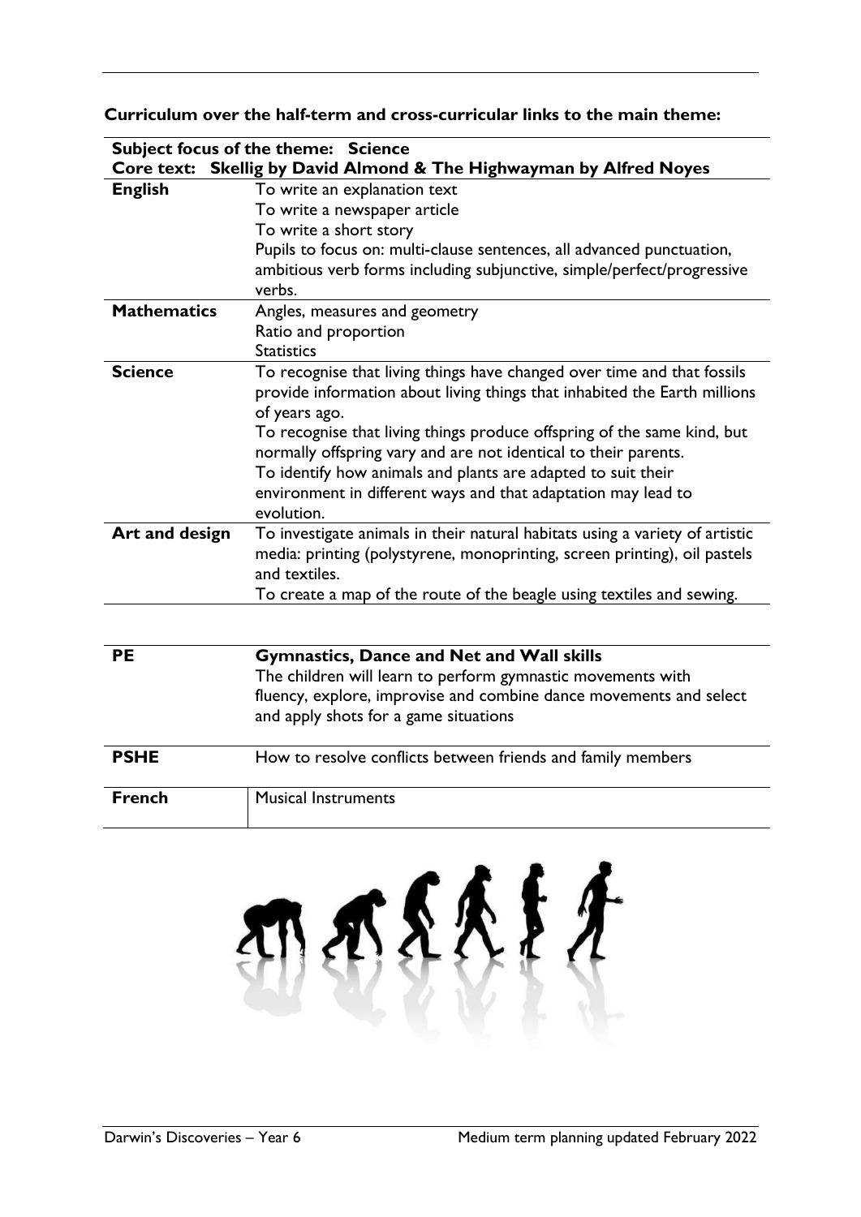**Curriculum over the half-term and cross-curricular links to the main theme:**

| **Subject focus of the theme: Science** | |
|---|---|
| **Core text: Skellig by David Almond & The Highwayman by Alfred Noyes** | |
| **English** | To write an explanation text<br>To write a newspaper article<br>To write a short story<br>Pupils to focus on: multi-clause sentences, all advanced punctuation, ambitious verb forms including subjunctive, simple/perfect/progressive verbs. |
| **Mathematics** | Angles, measures and geometry<br>Ratio and proportion<br>Statistics |
| **Science** | To recognise that living things have changed over time and that fossils provide information about living things that inhabited the Earth millions of years ago.<br>To recognise that living things produce offspring of the same kind, but normally offspring vary and are not identical to their parents.<br>To identify how animals and plants are adapted to suit their environment in different ways and that adaptation may lead to evolution. |
| **Art and design** | To investigate animals in their natural habitats using a variety of artistic media: printing (polystyrene, monoprinting, screen printing), oil pastels and textiles.<br>To create a map of the route of the beagle using textiles and sewing. |

| | |
|---|---|
| **PE** | **Gymnastics, Dance and Net and Wall skills**<br>The children will learn to perform gymnastic movements with fluency, explore, improvise and combine dance movements and select and apply shots for a game situations |
| **PSHE** | How to resolve conflicts between friends and family members |
| **French** | Musical Instruments |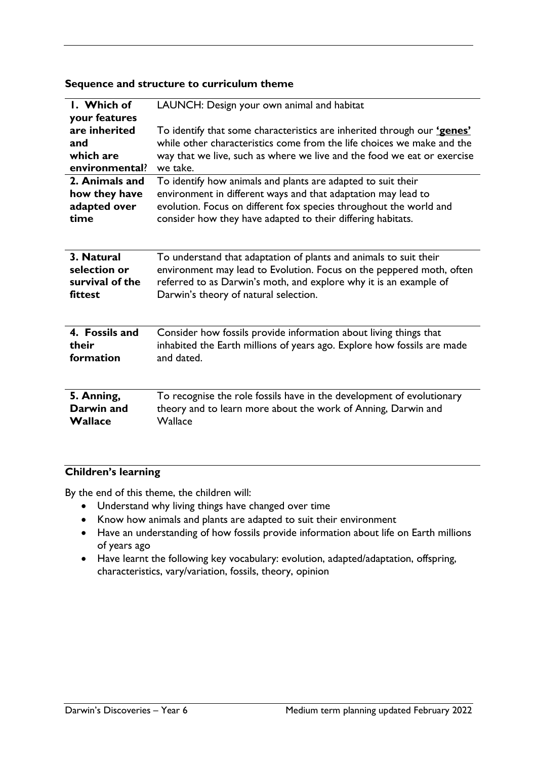**Sequence and structure to curriculum theme**

| | |
|---|---|
| **1. Which of your features are inherited and which are environmental?** | LAUNCH: Design your own animal and habitat<br><br>To identify that some characteristics are inherited through our **'genes'** while other characteristics come from the life choices we make and the way that we live, such as where we live and the food we eat or exercise we take. |
| **2. Animals and how they have adapted over time** | To identify how animals and plants are adapted to suit their environment in different ways and that adaptation may lead to evolution. Focus on different fox species throughout the world and consider how they have adapted to their differing habitats. |
| **3. Natural selection or survival of the fittest** | To understand that adaptation of plants and animals to suit their environment may lead to Evolution. Focus on the peppered moth, often referred to as Darwin's moth, and explore why it is an example of Darwin's theory of natural selection. |
| **4. Fossils and their formation** | Consider how fossils provide information about living things that inhabited the Earth millions of years ago. Explore how fossils are made and dated. |
| **5. Anning, Darwin and Wallace** | To recognise the role fossils have in the development of evolutionary theory and to learn more about the work of Anning, Darwin and Wallace |

**Children's learning**

By the end of this theme, the children will:

- Understand why living things have changed over time
- Know how animals and plants are adapted to suit their environment
- Have an understanding of how fossils provide information about life on Earth millions of years ago
- Have learnt the following key vocabulary: evolution, adapted/adaptation, offspring, characteristics, vary/variation, fossils, theory, opinion